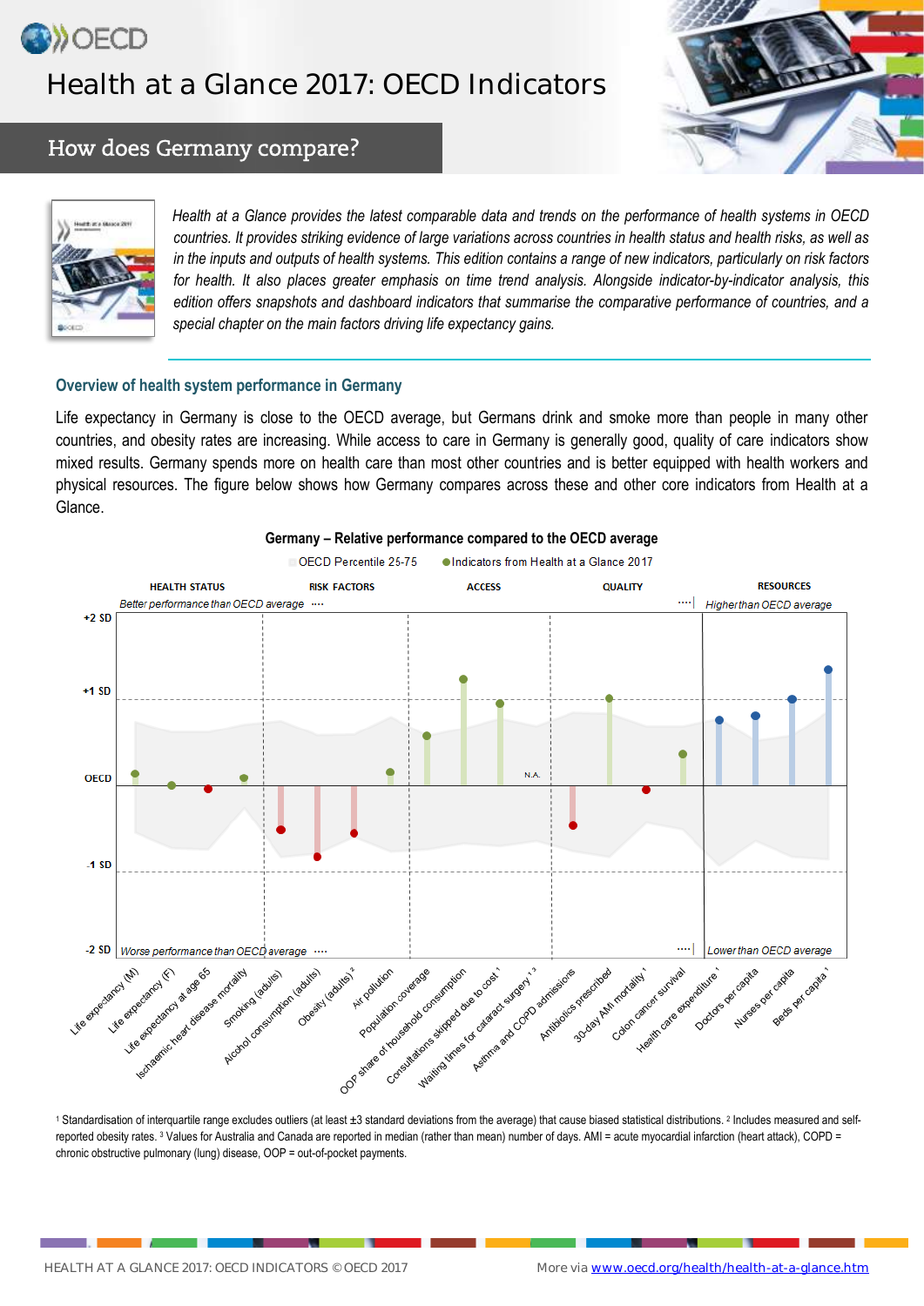# Health at a Glance 2017: OECD Indicators

## How does Germany compare?

*Health at a Glance provides the latest comparable data and trends on the performance of health systems in OECD countries. It provides striking evidence of large variations across countries in health status and health risks, as well as in the inputs and outputs of health systems. This edition contains a range of new indicators, particularly on risk factors for health. It also places greater emphasis on time trend analysis. Alongside indicator-by-indicator analysis, this edition offers snapshots and dashboard indicators that summarise the comparative performance of countries, and a special chapter on the main factors driving life expectancy gains.*

### Overview of health system performance in Germany

Life expectancy in Germany is close to the OECD average, but Germans drink and smoke more than people in many other countries, and obesity rates are increasing. While access to care in Germany is generally good, quality of care indicators show mixed results. Germany spends more on health care than most other countries and is better equipped with health workers and physical resources. The figure below shows how Germany compares across these and other core indicators from Health at a Glance.

**Germany – Relative performance compared to the OECD average**

OECD Percentile 25-75 | Indicators from Health at a Glance 2017

HEALTH STATUS | RISK FACTORS | ACCESS | QUALITY | RESOURCES

*Better performance than OECD average* | *Higher than OECD average*

*Worse performance than OECD average* | *Lower than OECD average*

+2 SD, +1 SD, OECD, -1 SD, -2 SD

N.A.

Life expectancy (M), Life expectancy (F), Life expectancy at age 65, Ischaemic heart disease mortality, Smoking (adults), Alcohol consumption (adults), Obesity (adults)[2], Air pollution, Population coverage, OOP share of household consumption, Consultations skipped due to cost[1], Waiting times for cataract surgery[1,3], Asthma and COPD admissions, Antibiotics prescribed, 30-day AMI mortality[1], Colon cancer survival, Health care expenditure[1], Doctors per capita, Nurses per capita, Beds per capita[1]

[1] Standardisation of interquartile range excludes outliers (at least ±3 standard deviations from the average) that cause biased statistical distributions. [2] Includes measured and self-reported obesity rates. [3] Values for Australia and Canada are reported in median (rather than mean) number of days. AMI = acute myocardial infarction (heart attack), COPD = chronic obstructive pulmonary (lung) disease, OOP = out-of-pocket payments.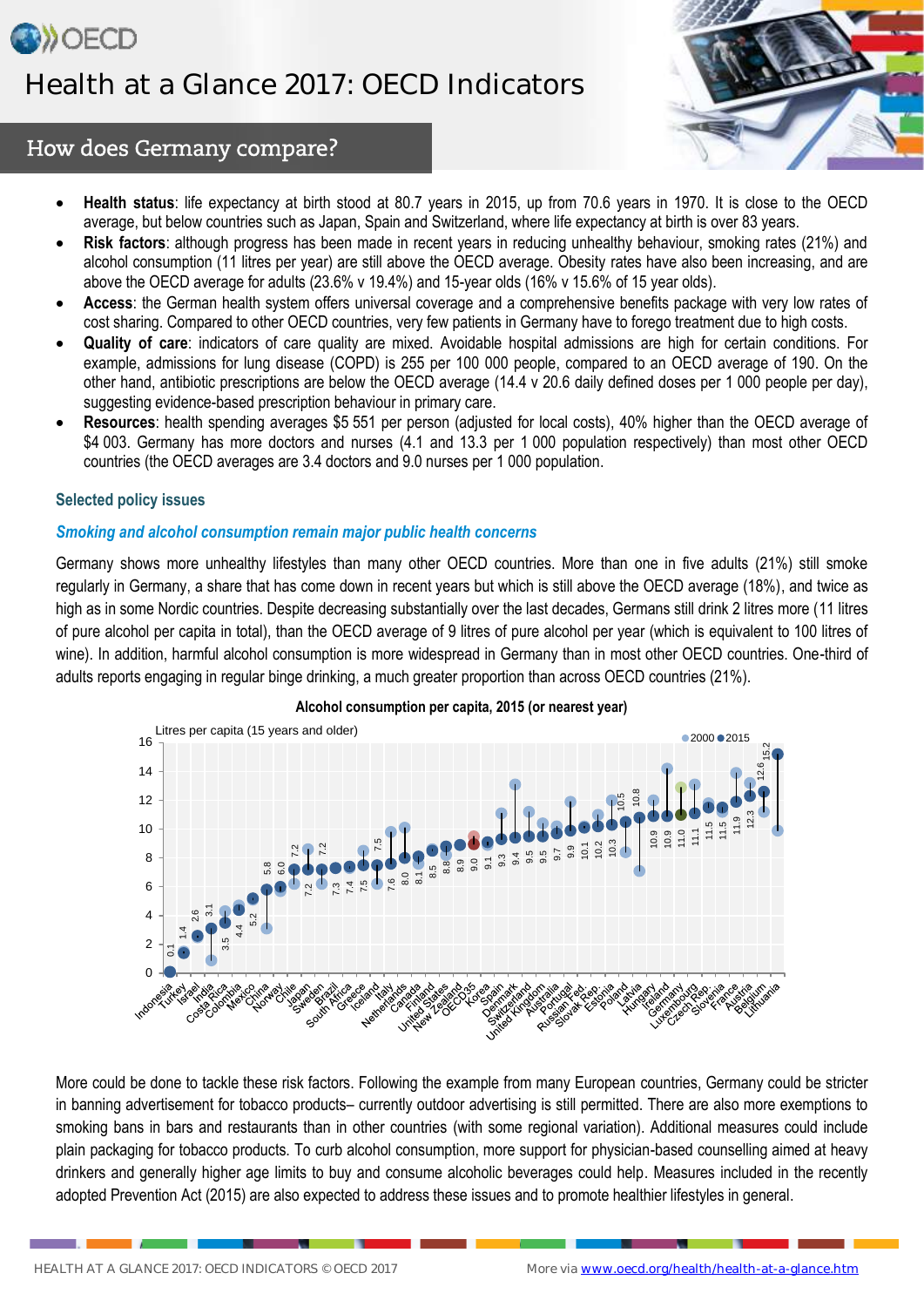# Health at a Glance 2017: OECD Indicators

## How does Germany compare?

- **Health status**: life expectancy at birth stood at 80.7 years in 2015, up from 70.6 years in 1970. It is close to the OECD average, but below countries such as Japan, Spain and Switzerland, where life expectancy at birth is over 83 years.
- **Risk factors**: although progress has been made in recent years in reducing unhealthy behaviour, smoking rates (21%) and alcohol consumption (11 litres per year) are still above the OECD average. Obesity rates have also been increasing, and are above the OECD average for adults (23.6% v 19.4%) and 15-year olds (16% v 15.6% of 15 year olds).
- **Access**: the German health system offers universal coverage and a comprehensive benefits package with very low rates of cost sharing. Compared to other OECD countries, very few patients in Germany have to forego treatment due to high costs.
- **Quality of care**: indicators of care quality are mixed. Avoidable hospital admissions are high for certain conditions. For example, admissions for lung disease (COPD) is 255 per 100 000 people, compared to an OECD average of 190. On the other hand, antibiotic prescriptions are below the OECD average (14.4 v 20.6 daily defined doses per 1 000 people per day), suggesting evidence-based prescription behaviour in primary care.
- **Resources**: health spending averages $5 551 per person (adjusted for local costs), 40% higher than the OECD average of $4 003. Germany has more doctors and nurses (4.1 and 13.3 per 1 000 population respectively) than most other OECD countries (the OECD averages are 3.4 doctors and 9.0 nurses per 1 000 population.

### Selected policy issues

#### *Smoking and alcohol consumption remain major public health concerns*

Germany shows more unhealthy lifestyles than many other OECD countries. More than one in five adults (21%) still smoke regularly in Germany, a share that has come down in recent years but which is still above the OECD average (18%), and twice as high as in some Nordic countries. Despite decreasing substantially over the last decades, Germans still drink 2 litres more (11 litres of pure alcohol per capita in total), than the OECD average of 9 litres of pure alcohol per year (which is equivalent to 100 litres of wine). In addition, harmful alcohol consumption is more widespread in Germany than in most other OECD countries. One-third of adults reports engaging in regular binge drinking, a much greater proportion than across OECD countries (21%).

**Alcohol consumption per capita, 2015 (or nearest year)**

Litres per capita (15 years and older); 2000, 2015

| Country | 2015 |
|---|---|
| Indonesia | 0.1 |
| Turkey | 1.4 |
| Israel | 2.6 |
| India | 3.1 |
| Costa Rica | 3.5 |
| Colombia | 4.4 |
| Mexico | 5.2 |
| China | 5.8 |
| Norway | 6.0 |
| Chile | 7.2 |
| Japan | 7.2 |
| Sweden | 7.2 |
| Brazil | 7.3 |
| South Africa | 7.4 |
| Greece | 7.5 |
| Iceland | 7.5 |
| Italy | 7.6 |
| Netherlands | 8.0 |
| Canada | 8.1 |
| Finland | 8.5 |
| United States | 8.8 |
| New Zealand | 8.9 |
| OECD35 | 9.0 |
| Korea | 9.1 |
| Spain | 9.3 |
| Denmark | 9.4 |
| Switzerland | 9.5 |
| United Kingdom | 9.5 |
| Australia | 9.7 |
| Portugal | 9.9 |
| Russian Fed. | 10.1 |
| Slovak Rep. | 10.2 |
| Estonia | 10.3 |
| Poland | 10.5 |
| Latvia | 10.8 |
| Hungary | 10.9 |
| Ireland | 10.9 |
| Germany | 11.0 |
| Luxembourg | 11.1 |
| Czech Rep. | 11.5 |
| Slovenia | 11.5 |
| France | 11.9 |
| Austria | 12.3 |
| Belgium | 12.6 |
| Lithuania | 15.2 |

More could be done to tackle these risk factors. Following the example from many European countries, Germany could be stricter in banning advertisement for tobacco products– currently outdoor advertising is still permitted. There are also more exemptions to smoking bans in bars and restaurants than in other countries (with some regional variation). Additional measures could include plain packaging for tobacco products. To curb alcohol consumption, more support for physician-based counselling aimed at heavy drinkers and generally higher age limits to buy and consume alcoholic beverages could help. Measures included in the recently adopted Prevention Act (2015) are also expected to address these issues and to promote healthier lifestyles in general.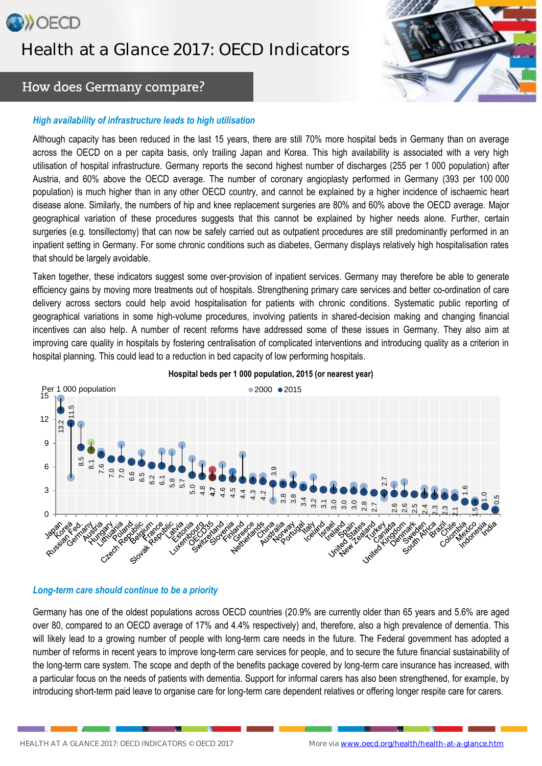# Health at a Glance 2017: OECD Indicators

## How does Germany compare?

### *High availability of infrastructure leads to high utilisation*

Although capacity has been reduced in the last 15 years, there are still 70% more hospital beds in Germany than on average across the OECD on a per capita basis, only trailing Japan and Korea. This high availability is associated with a very high utilisation of hospital infrastructure. Germany reports the second highest number of discharges (255 per 1 000 population) after Austria, and 60% above the OECD average. The number of coronary angioplasty performed in Germany (393 per 100 000 population) is much higher than in any other OECD country, and cannot be explained by a higher incidence of ischaemic heart disease alone. Similarly, the numbers of hip and knee replacement surgeries are 80% and 60% above the OECD average. Major geographical variation of these procedures suggests that this cannot be explained by higher needs alone. Further, certain surgeries (e.g. tonsillectomy) that can now be safely carried out as outpatient procedures are still predominantly performed in an inpatient setting in Germany. For some chronic conditions such as diabetes, Germany displays relatively high hospitalisation rates that should be largely avoidable.

Taken together, these indicators suggest some over-provision of inpatient services. Germany may therefore be able to generate efficiency gains by moving more treatments out of hospitals. Strengthening primary care services and better co-ordination of care delivery across sectors could help avoid hospitalisation for patients with chronic conditions. Systematic public reporting of geographical variations in some high-volume procedures, involving patients in shared-decision making and changing financial incentives can also help. A number of recent reforms have addressed some of these issues in Germany. They also aim at improving care quality in hospitals by fostering centralisation of complicated interventions and introducing quality as a criterion in hospital planning. This could lead to a reduction in bed capacity of low performing hospitals.

**Hospital beds per 1 000 population, 2015 (or nearest year)**

Per 1 000 population (2015 values)

| Country | 2015 |
|---|---|
| Japan | 13.2 |
| Korea | 11.5 |
| Russian Fed. | 8.5 |
| Germany | 8.1 |
| Austria | 7.6 |
| Hungary | 7.0 |
| Lithuania | 7.0 |
| Czech Republic | 6.6 |
| Poland | 6.5 |
| Belgium | 6.2 |
| Slovak Republic | 6.1 |
| France | 5.8 |
| Latvia | 5.7 |
| Estonia | 5.0 |
| Luxembourg | 4.8 |
| OECD35 | 4.7 |
| Switzerland | 4.6 |
| Slovenia | 4.5 |
| Finland | 4.4 |
| Greece | 4.3 |
| Netherlands | 4.2 |
| China | 3.9 |
| Australia | 3.8 |
| Norway | 3.8 |
| Portugal | 3.4 |
| Italy | 3.2 |
| Iceland | 3.1 |
| Israel | 3.0 |
| Ireland | 3.0 |
| Spain | 3.0 |
| United States | 2.8 |
| New Zealand | 2.7 |
| Turkey | 2.7 |
| Canada | 2.6 |
| United Kingdom | 2.6 |
| Denmark | 2.5 |
| Sweden | 2.4 |
| South Africa | 2.3 |
| Brazil | 2.3 |
| Chile | 2.1 |
| Colombia | 1.6 |
| Mexico | 1.5 |
| Indonesia | 1.0 |
| India | 0.5 |

### *Long-term care should continue to be a priority*

Germany has one of the oldest populations across OECD countries (20.9% are currently older than 65 years and 5.6% are aged over 80, compared to an OECD average of 17% and 4.4% respectively) and, therefore, also a high prevalence of dementia. This will likely lead to a growing number of people with long-term care needs in the future. The Federal government has adopted a number of reforms in recent years to improve long-term care services for people, and to secure the future financial sustainability of the long-term care system. The scope and depth of the benefits package covered by long-term care insurance has increased, with a particular focus on the needs of patients with dementia. Support for informal carers has also been strengthened, for example, by introducing short-term paid leave to organise care for long-term care dependent relatives or offering longer respite care for carers.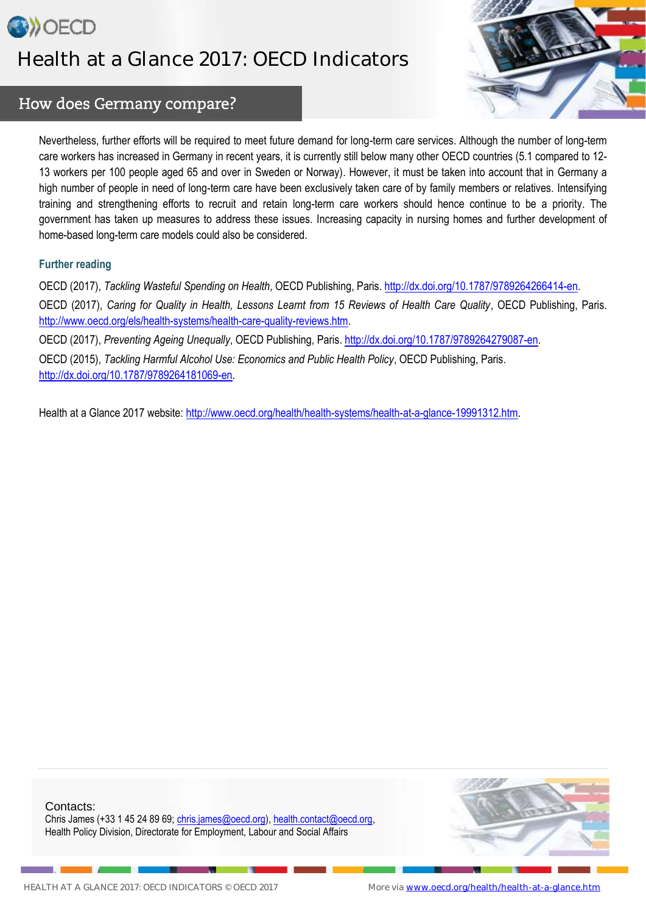Nevertheless, further efforts will be required to meet future demand for long-term care services. Although the number of long-term care workers has increased in Germany in recent years, it is currently still below many other OECD countries (5.1 compared to 12-13 workers per 100 people aged 65 and over in Sweden or Norway). However, it must be taken into account that in Germany a high number of people in need of long-term care have been exclusively taken care of by family members or relatives. Intensifying training and strengthening efforts to recruit and retain long-term care workers should hence continue to be a priority. The government has taken up measures to address these issues. Increasing capacity in nursing homes and further development of home-based long-term care models could also be considered.

### Further reading

OECD (2017), *Tackling Wasteful Spending on Health*, OECD Publishing, Paris. http://dx.doi.org/10.1787/9789264266414-en.

OECD (2017), *Caring for Quality in Health, Lessons Learnt from 15 Reviews of Health Care Quality*, OECD Publishing, Paris. http://www.oecd.org/els/health-systems/health-care-quality-reviews.htm.

OECD (2017), *Preventing Ageing Unequally*, OECD Publishing, Paris. http://dx.doi.org/10.1787/9789264279087-en.

OECD (2015), *Tackling Harmful Alcohol Use: Economics and Public Health Policy*, OECD Publishing, Paris. http://dx.doi.org/10.1787/9789264181069-en.

Health at a Glance 2017 website: http://www.oecd.org/health/health-systems/health-at-a-glance-19991312.htm.

Contacts:
Chris James (+33 1 45 24 89 69; chris.james@oecd.org), health.contact@oecd.org,
Health Policy Division, Directorate for Employment, Labour and Social Affairs